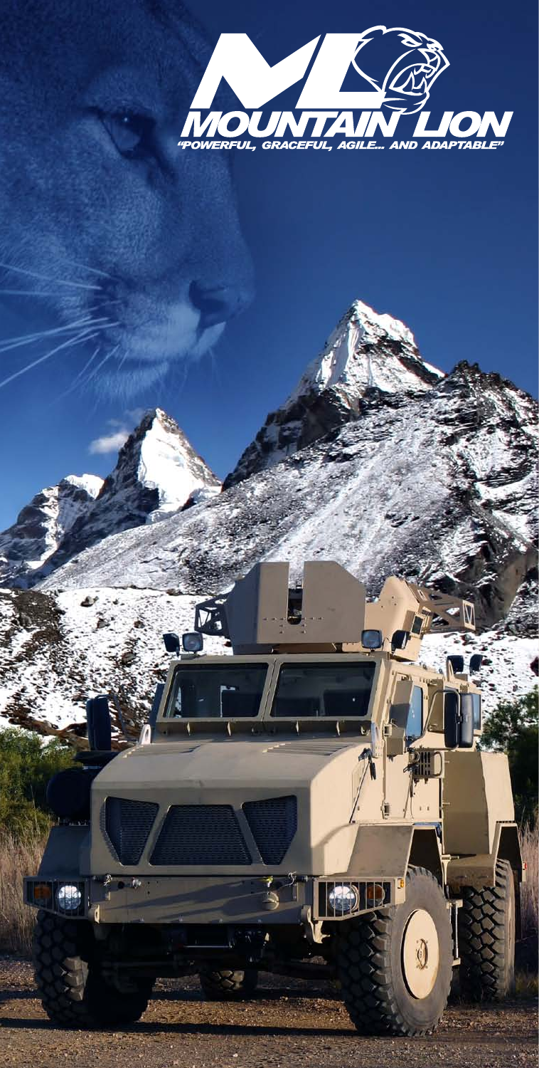# MOUNTAIN LION

*"POWERFUL, GRACEFUL, AGILE... AND ADAPTABLE"*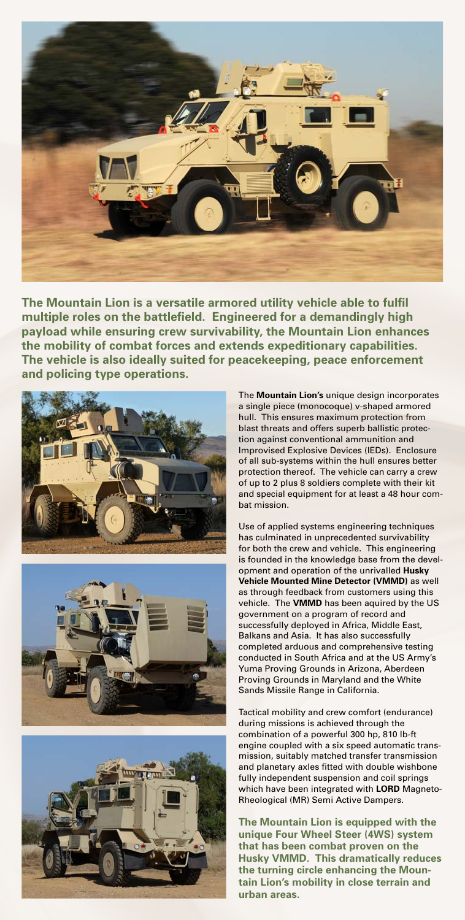**The Mountain Lion is a versatile armored utility vehicle able to fulfil multiple roles on the battlefield. Engineered for a demandingly high payload while ensuring crew survivability, the Mountain Lion enhances the mobility of combat forces and extends expeditionary capabilities. The vehicle is also ideally suited for peacekeeping, peace enforcement and policing type operations.**

The **Mountain Lion's** unique design incorporates a single piece (monocoque) v-shaped armored hull. This ensures maximum protection from blast threats and offers superb ballistic protection against conventional ammunition and Improvised Explosive Devices (IEDs). Enclosure of all sub-systems within the hull ensures better protection thereof. The vehicle can carry a crew of up to 2 plus 8 soldiers complete with their kit and special equipment for at least a 48 hour combat mission.

Use of applied systems engineering techniques has culminated in unprecedented survivability for both the crew and vehicle. This engineering is founded in the knowledge base from the development and operation of the unrivalled **Husky Vehicle Mounted Mine Detector (VMMD)** as well as through feedback from customers using this vehicle. The **VMMD** has been aquired by the US government on a program of record and successfully deployed in Africa, Middle East, Balkans and Asia. It has also successfully completed arduous and comprehensive testing conducted in South Africa and at the US Army's Yuma Proving Grounds in Arizona, Aberdeen Proving Grounds in Maryland and the White Sands Missile Range in California.

Tactical mobility and crew comfort (endurance) during missions is achieved through the combination of a powerful 300 hp, 810 lb-ft engine coupled with a six speed automatic transmission, suitably matched transfer transmission and planetary axles fitted with double wishbone fully independent suspension and coil springs which have been integrated with **LORD** Magneto-Rheological (MR) Semi Active Dampers.

**The Mountain Lion is equipped with the unique Four Wheel Steer (4WS) system that has been combat proven on the Husky VMMD. This dramatically reduces the turning circle enhancing the Mountain Lion's mobility in close terrain and urban areas.**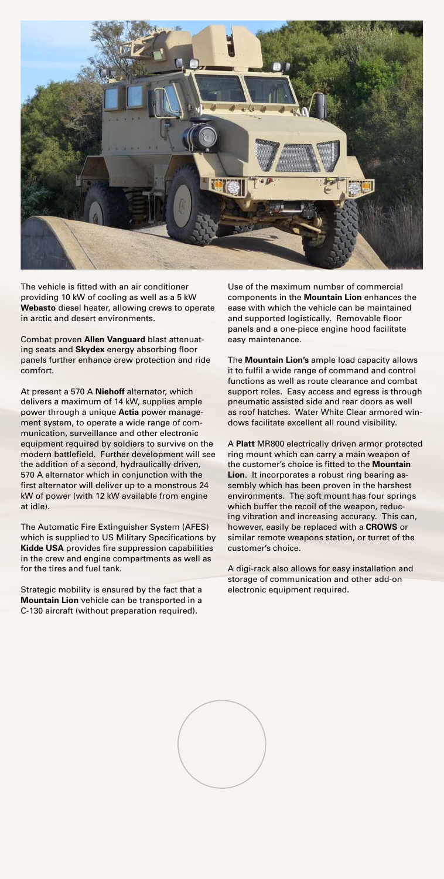The vehicle is fitted with an air conditioner providing 10 kW of cooling as well as a 5 kW **Webasto** diesel heater, allowing crews to operate in arctic and desert environments.

Combat proven **Allen Vanguard** blast attenuating seats and **Skydex** energy absorbing floor panels further enhance crew protection and ride comfort.

At present a 570 A **Niehoff** alternator, which delivers a maximum of 14 kW, supplies ample power through a unique **Actia** power management system, to operate a wide range of communication, surveillance and other electronic equipment required by soldiers to survive on the modern battlefield. Further development will see the addition of a second, hydraulically driven, 570 A alternator which in conjunction with the first alternator will deliver up to a monstrous 24 kW of power (with 12 kW available from engine at idle).

The Automatic Fire Extinguisher System (AFES) which is supplied to US Military Specifications by **Kidde USA** provides fire suppression capabilities in the crew and engine compartments as well as for the tires and fuel tank.

Strategic mobility is ensured by the fact that a **Mountain Lion** vehicle can be transported in a C-130 aircraft (without preparation required).

Use of the maximum number of commercial components in the **Mountain Lion** enhances the ease with which the vehicle can be maintained and supported logistically. Removable floor panels and a one-piece engine hood facilitate easy maintenance.

The **Mountain Lion's** ample load capacity allows it to fulfil a wide range of command and control functions as well as route clearance and combat support roles. Easy access and egress is through pneumatic assisted side and rear doors as well as roof hatches. Water White Clear armored windows facilitate excellent all round visibility.

A **Platt** MR800 electrically driven armor protected ring mount which can carry a main weapon of the customer's choice is fitted to the **Mountain Lion**. It incorporates a robust ring bearing assembly which has been proven in the harshest environments. The soft mount has four springs which buffer the recoil of the weapon, reducing vibration and increasing accuracy. This can, however, easily be replaced with a **CROWS** or similar remote weapons station, or turret of the customer's choice.

A digi-rack also allows for easy installation and storage of communication and other add-on electronic equipment required.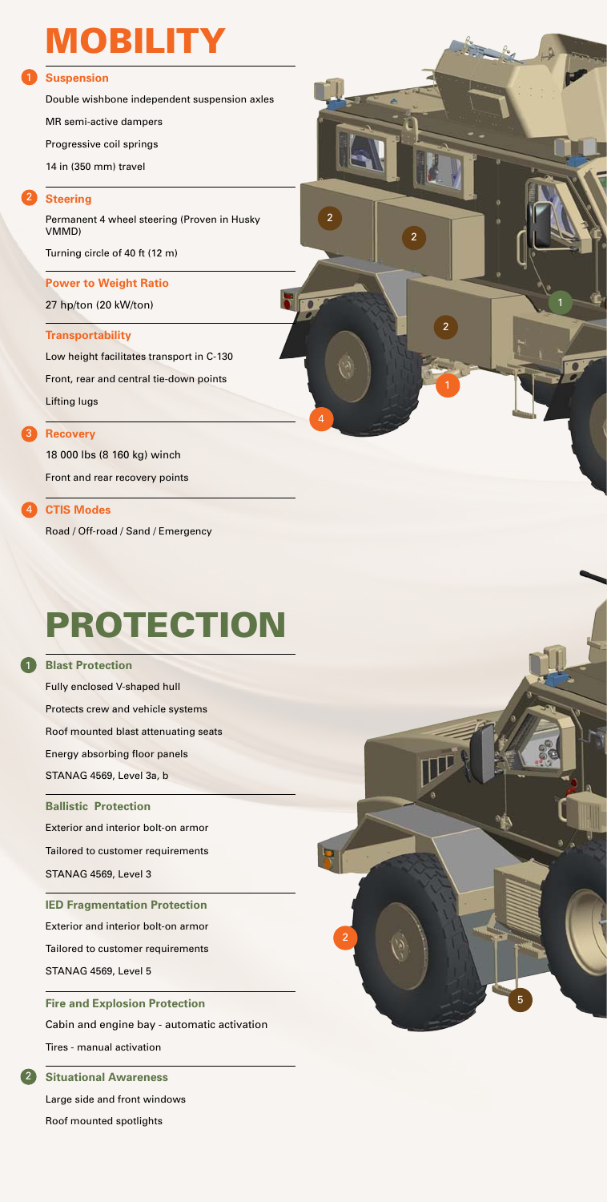# MOBILITY

### 1 Suspension

Double wishbone independent suspension axles

MR semi-active dampers

Progressive coil springs

14 in (350 mm) travel

### 2 Steering

Permanent 4 wheel steering (Proven in Husky VMMD)

Turning circle of 40 ft (12 m)

### Power to Weight Ratio

27 hp/ton (20 kW/ton)

### Transportability

Low height facilitates transport in C-130

Front, rear and central tie-down points

Lifting lugs

### 3 Recovery

18 000 lbs (8 160 kg) winch

Front and rear recovery points

### 4 CTIS Modes

Road / Off-road / Sand / Emergency

# PROTECTION

### 1 Blast Protection

Fully enclosed V-shaped hull

Protects crew and vehicle systems

Roof mounted blast attenuating seats

Energy absorbing floor panels

STANAG 4569, Level 3a, b

### Ballistic Protection

Exterior and interior bolt-on armor

Tailored to customer requirements

STANAG 4569, Level 3

### IED Fragmentation Protection

Exterior and interior bolt-on armor

Tailored to customer requirements

STANAG 4569, Level 5

### Fire and Explosion Protection

Cabin and engine bay - automatic activation

Tires - manual activation

### 2 Situational Awareness

Large side and front windows

Roof mounted spotlights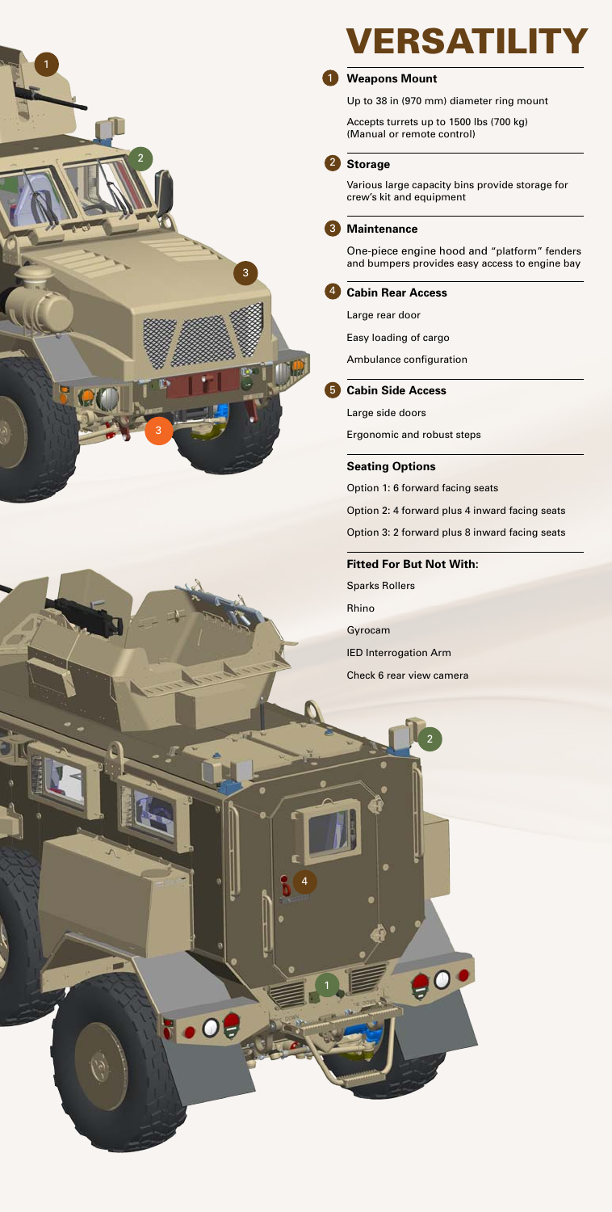# VERSATILITY

### 1 Weapons Mount

Up to 38 in (970 mm) diameter ring mount

Accepts turrets up to 1500 lbs (700 kg) (Manual or remote control)

### 2 Storage

Various large capacity bins provide storage for crew's kit and equipment

### 3 Maintenance

One-piece engine hood and "platform" fenders and bumpers provides easy access to engine bay

### 4 Cabin Rear Access

Large rear door

Easy loading of cargo

Ambulance configuration

### 5 Cabin Side Access

Large side doors

Ergonomic and robust steps

### Seating Options

Option 1: 6 forward facing seats

Option 2: 4 forward plus 4 inward facing seats

Option 3: 2 forward plus 8 inward facing seats

### Fitted For But Not With:

Sparks Rollers

Rhino

Gyrocam

IED Interrogation Arm

Check 6 rear view camera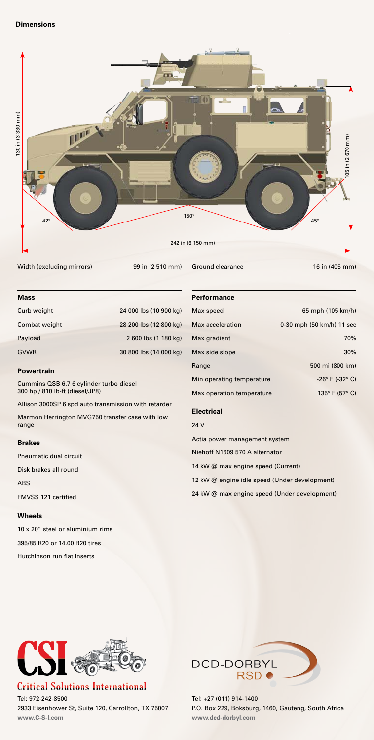## Dimensions

130 in (3 330 mm)

105 in (2 670 mm)

42°

150°

45°

242 in (6 150 mm)

| | | | |
|---|---|---|---|
| Width (excluding mirrors) | 99 in (2 510 mm) | Ground clearance | 16 in (405 mm) |

### Mass

| | |
|---|---|
| Curb weight | 24 000 lbs (10 900 kg) |
| Combat weight | 28 200 lbs (12 800 kg) |
| Payload | 2 600 lbs (1 180 kg) |
| GVWR | 30 800 lbs (14 000 kg) |

### Powertrain

Cummins QSB 6.7 6 cylinder turbo diesel
300 hp / 810 lb-ft (diesel/JP8)

Allison 3000SP 6 spd auto transmission with retarder

Marmon Herrington MVG750 transfer case with low range

### Brakes

Pneumatic dual circuit

Disk brakes all round

ABS

FMVSS 121 certified

### Wheels

10 x 20" steel or aluminium rims

395/85 R20 or 14.00 R20 tires

Hutchinson run flat inserts

### Performance

| | |
|---|---|
| Max speed | 65 mph (105 km/h) |
| Max acceleration | 0-30 mph (50 km/h) 11 sec |
| Max gradient | 70% |
| Max side slope | 30% |
| Range | 500 mi (800 km) |
| Min operating temperature | -26° F (-32° C) |
| Max operation temperature | 135° F (57° C) |

### Electrical

24 V

Actia power management system

Niehoff N1609 570 A alternator

14 kW @ max engine speed (Current)

12 kW @ engine idle speed (Under development)

24 kW @ max engine speed (Under development)

**Critical Solutions International**

Tel: 972-242-8500
2933 Eisenhower St, Suite 120, Carrollton, TX 75007
**www.C-S-I.com**

DCD-DORBYL RSD

Tel: +27 (011) 914-1400
P.O. Box 229, Boksburg, 1460, Gauteng, South Africa
**www.dcd-dorbyl.com**